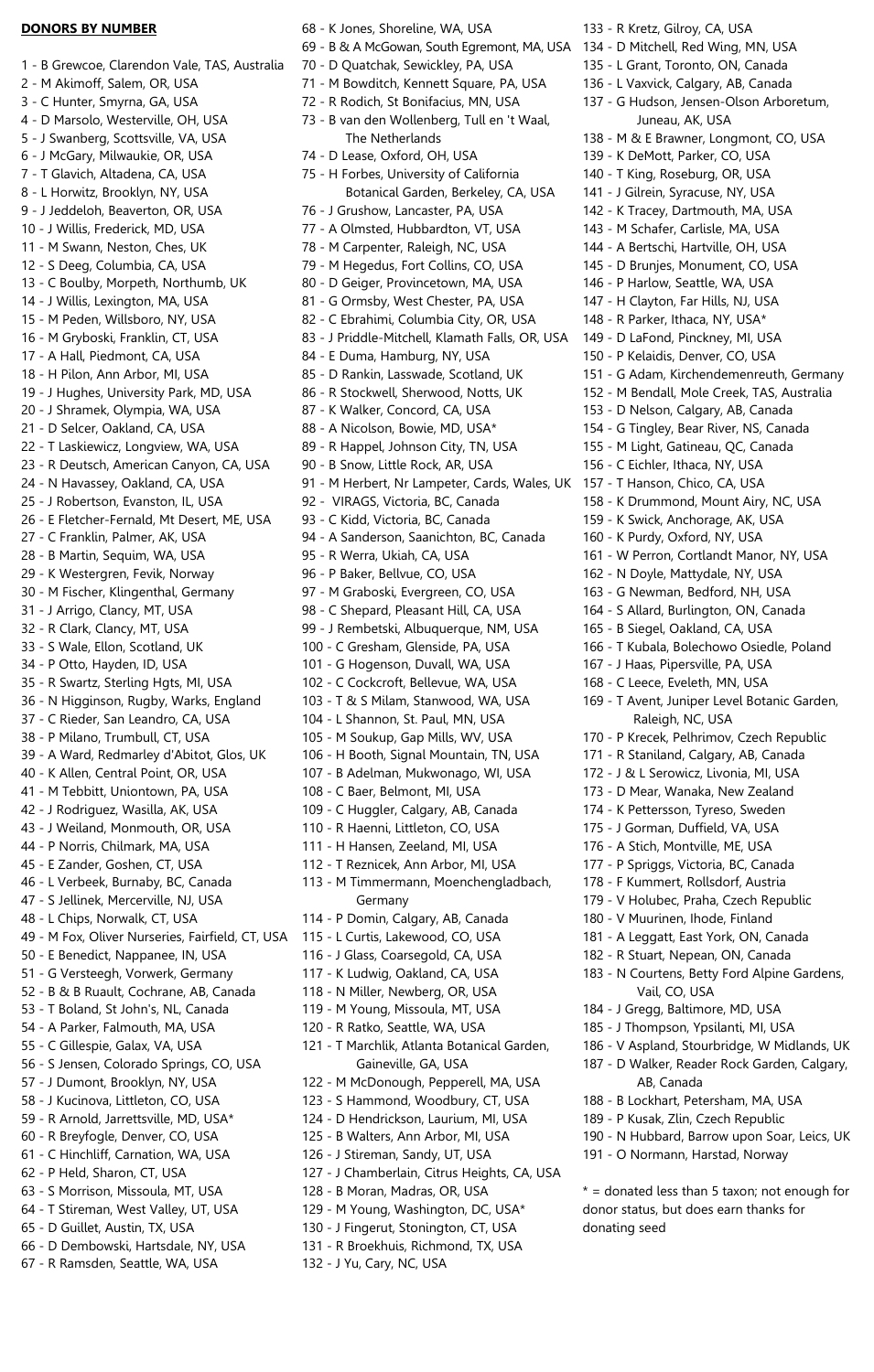**DONORS BY NUMBER**

1 - B Grewcoe, Clarendon Vale, TAS, Australia
2 - M Akimoff, Salem, OR, USA
3 - C Hunter, Smyrna, GA, USA
4 - D Marsolo, Westerville, OH, USA
5 - J Swanberg, Scottsville, VA, USA
6 - J McGary, Milwaukie, OR, USA
7 - T Glavich, Altadena, CA, USA
8 - L Horwitz, Brooklyn, NY, USA
9 - J Jeddeloh, Beaverton, OR, USA
10 - J Willis, Frederick, MD, USA
11 - M Swann, Neston, Ches, UK
12 - S Deeg, Columbia, CA, USA
13 - C Boulby, Morpeth, Northumb, UK
14 - J Willis, Lexington, MA, USA
15 - M Peden, Willsboro, NY, USA
16 - M Gryboski, Franklin, CT, USA
17 - A Hall, Piedmont, CA, USA
18 - H Pilon, Ann Arbor, MI, USA
19 - J Hughes, University Park, MD, USA
20 - J Shramek, Olympia, WA, USA
21 - D Selcer, Oakland, CA, USA
22 - T Laskiewicz, Longview, WA, USA
23 - R Deutsch, American Canyon, CA, USA
24 - N Havassey, Oakland, CA, USA
25 - J Robertson, Evanston, IL, USA
26 - E Fletcher-Fernald, Mt Desert, ME, USA
27 - C Franklin, Palmer, AK, USA
28 - B Martin, Sequim, WA, USA
29 - K Westergren, Fevik, Norway
30 - M Fischer, Klingenthal, Germany
31 - J Arrigo, Clancy, MT, USA
32 - R Clark, Clancy, MT, USA
33 - S Wale, Ellon, Scotland, UK
34 - P Otto, Hayden, ID, USA
35 - R Swartz, Sterling Hgts, MI, USA
36 - N Higginson, Rugby, Warks, England
37 - C Rieder, San Leandro, CA, USA
38 - P Milano, Trumbull, CT, USA
39 - A Ward, Redmarley d'Abitot, Glos, UK
40 - K Allen, Central Point, OR, USA
41 - M Tebbitt, Uniontown, PA, USA
42 - J Rodriguez, Wasilla, AK, USA
43 - J Weiland, Monmouth, OR, USA
44 - P Norris, Chilmark, MA, USA
45 - E Zander, Goshen, CT, USA
46 - L Verbeek, Burnaby, BC, Canada
47 - S Jellinek, Mercerville, NJ, USA
48 - L Chips, Norwalk, CT, USA
49 - M Fox, Oliver Nurseries, Fairfield, CT, USA
50 - E Benedict, Nappanee, IN, USA
51 - G Versteegh, Vorwerk, Germany
52 - B & B Ruault, Cochrane, AB, Canada
53 - T Boland, St John's, NL, Canada
54 - A Parker, Falmouth, MA, USA
55 - C Gillespie, Galax, VA, USA
56 - S Jensen, Colorado Springs, CO, USA
57 - J Dumont, Brooklyn, NY, USA
58 - J Kucinova, Littleton, CO, USA
59 - R Arnold, Jarrettsville, MD, USA*
60 - R Breyfogle, Denver, CO, USA
61 - C Hinchliff, Carnation, WA, USA
62 - P Held, Sharon, CT, USA
63 - S Morrison, Missoula, MT, USA
64 - T Stireman, West Valley, UT, USA
65 - D Guillet, Austin, TX, USA
66 - D Dembowski, Hartsdale, NY, USA
67 - R Ramsden, Seattle, WA, USA
68 - K Jones, Shoreline, WA, USA
69 - B & A McGowan, South Egremont, MA, USA
70 - D Quatchak, Sewickley, PA, USA
71 - M Bowditch, Kennett Square, PA, USA
72 - R Rodich, St Bonifacius, MN, USA
73 - B van den Wollenberg, Tull en 't Waal, The Netherlands
74 - D Lease, Oxford, OH, USA
75 - H Forbes, University of California Botanical Garden, Berkeley, CA, USA
76 - J Grushow, Lancaster, PA, USA
77 - A Olmsted, Hubbardton, VT, USA
78 - M Carpenter, Raleigh, NC, USA
79 - M Hegedus, Fort Collins, CO, USA
80 - D Geiger, Provincetown, MA, USA
81 - G Ormsby, West Chester, PA, USA
82 - C Ebrahimi, Columbia City, OR, USA
83 - J Priddle-Mitchell, Klamath Falls, OR, USA
84 - E Duma, Hamburg, NY, USA
85 - D Rankin, Lasswade, Scotland, UK
86 - R Stockwell, Sherwood, Notts, UK
87 - K Walker, Concord, CA, USA
88 - A Nicolson, Bowie, MD, USA*
89 - R Happel, Johnson City, TN, USA
90 - B Snow, Little Rock, AR, USA
91 - M Herbert, Nr Lampeter, Cards, Wales, UK
92 - VIRAGS, Victoria, BC, Canada
93 - C Kidd, Victoria, BC, Canada
94 - A Sanderson, Saanichton, BC, Canada
95 - R Werra, Ukiah, CA, USA
96 - P Baker, Bellvue, CO, USA
97 - M Graboski, Evergreen, CO, USA
98 - C Shepard, Pleasant Hill, CA, USA
99 - J Rembetski, Albuquerque, NM, USA
100 - C Gresham, Glenside, PA, USA
101 - G Hogenson, Duvall, WA, USA
102 - C Cockcroft, Bellevue, WA, USA
103 - T & S Milam, Stanwood, WA, USA
104 - L Shannon, St. Paul, MN, USA
105 - M Soukup, Gap Mills, WV, USA
106 - H Booth, Signal Mountain, TN, USA
107 - B Adelman, Mukwonago, WI, USA
108 - C Baer, Belmont, MI, USA
109 - C Huggler, Calgary, AB, Canada
110 - R Haenni, Littleton, CO, USA
111 - H Hansen, Zeeland, MI, USA
112 - T Reznicek, Ann Arbor, MI, USA
113 - M Timmermann, Moenchengladbach, Germany
114 - P Domin, Calgary, AB, Canada
115 - L Curtis, Lakewood, CO, USA
116 - J Glass, Coarsegold, CA, USA
117 - K Ludwig, Oakland, CA, USA
118 - N Miller, Newberg, OR, USA
119 - M Young, Missoula, MT, USA
120 - R Ratko, Seattle, WA, USA
121 - T Marchlik, Atlanta Botanical Garden, Gaineville, GA, USA
122 - M McDonough, Pepperell, MA, USA
123 - S Hammond, Woodbury, CT, USA
124 - D Hendrickson, Laurium, MI, USA
125 - B Walters, Ann Arbor, MI, USA
126 - J Stireman, Sandy, UT, USA
127 - J Chamberlain, Citrus Heights, CA, USA
128 - B Moran, Madras, OR, USA
129 - M Young, Washington, DC, USA*
130 - J Fingerut, Stonington, CT, USA
131 - R Broekhuis, Richmond, TX, USA
132 - J Yu, Cary, NC, USA
133 - R Kretz, Gilroy, CA, USA
134 - D Mitchell, Red Wing, MN, USA
135 - L Grant, Toronto, ON, Canada
136 - L Vaxvick, Calgary, AB, Canada
137 - G Hudson, Jensen-Olson Arboretum, Juneau, AK, USA
138 - M & E Brawner, Longmont, CO, USA
139 - K DeMott, Parker, CO, USA
140 - T King, Roseburg, OR, USA
141 - J Gilrein, Syracuse, NY, USA
142 - K Tracey, Dartmouth, MA, USA
143 - M Schafer, Carlisle, MA, USA
144 - A Bertschi, Hartville, OH, USA
145 - D Brunjes, Monument, CO, USA
146 - P Harlow, Seattle, WA, USA
147 - H Clayton, Far Hills, NJ, USA
148 - R Parker, Ithaca, NY, USA*
149 - D LaFond, Pinckney, MI, USA
150 - P Kelaidis, Denver, CO, USA
151 - G Adam, Kirchendemenreuth, Germany
152 - M Bendall, Mole Creek, TAS, Australia
153 - D Nelson, Calgary, AB, Canada
154 - G Tingley, Bear River, NS, Canada
155 - M Light, Gatineau, QC, Canada
156 - C Eichler, Ithaca, NY, USA
157 - T Hanson, Chico, CA, USA
158 - K Drummond, Mount Airy, NC, USA
159 - K Swick, Anchorage, AK, USA
160 - K Purdy, Oxford, NY, USA
161 - W Perron, Cortlandt Manor, NY, USA
162 - N Doyle, Mattydale, NY, USA
163 - G Newman, Bedford, NH, USA
164 - S Allard, Burlington, ON, Canada
165 - B Siegel, Oakland, CA, USA
166 - T Kubala, Bolechowo Osiedle, Poland
167 - J Haas, Pipersville, PA, USA
168 - C Leece, Eveleth, MN, USA
169 - T Avent, Juniper Level Botanic Garden, Raleigh, NC, USA
170 - P Krecek, Pelhrimov, Czech Republic
171 - R Staniland, Calgary, AB, Canada
172 - J & L Serowicz, Livonia, MI, USA
173 - D Mear, Wanaka, New Zealand
174 - K Pettersson, Tyreso, Sweden
175 - J Gorman, Duffield, VA, USA
176 - A Stich, Montville, ME, USA
177 - P Spriggs, Victoria, BC, Canada
178 - F Kummert, Rollsdorf, Austria
179 - V Holubec, Praha, Czech Republic
180 - V Muurinen, Ihode, Finland
181 - A Leggatt, East York, ON, Canada
182 - R Stuart, Nepean, ON, Canada
183 - N Courtens, Betty Ford Alpine Gardens, Vail, CO, USA
184 - J Gregg, Baltimore, MD, USA
185 - J Thompson, Ypsilanti, MI, USA
186 - V Aspland, Stourbridge, W Midlands, UK
187 - D Walker, Reader Rock Garden, Calgary, AB, Canada
188 - B Lockhart, Petersham, MA, USA
189 - P Kusak, Zlin, Czech Republic
190 - N Hubbard, Barrow upon Soar, Leics, UK
191 - O Normann, Harstad, Norway

* = donated less than 5 taxon; not enough for donor status, but does earn thanks for donating seed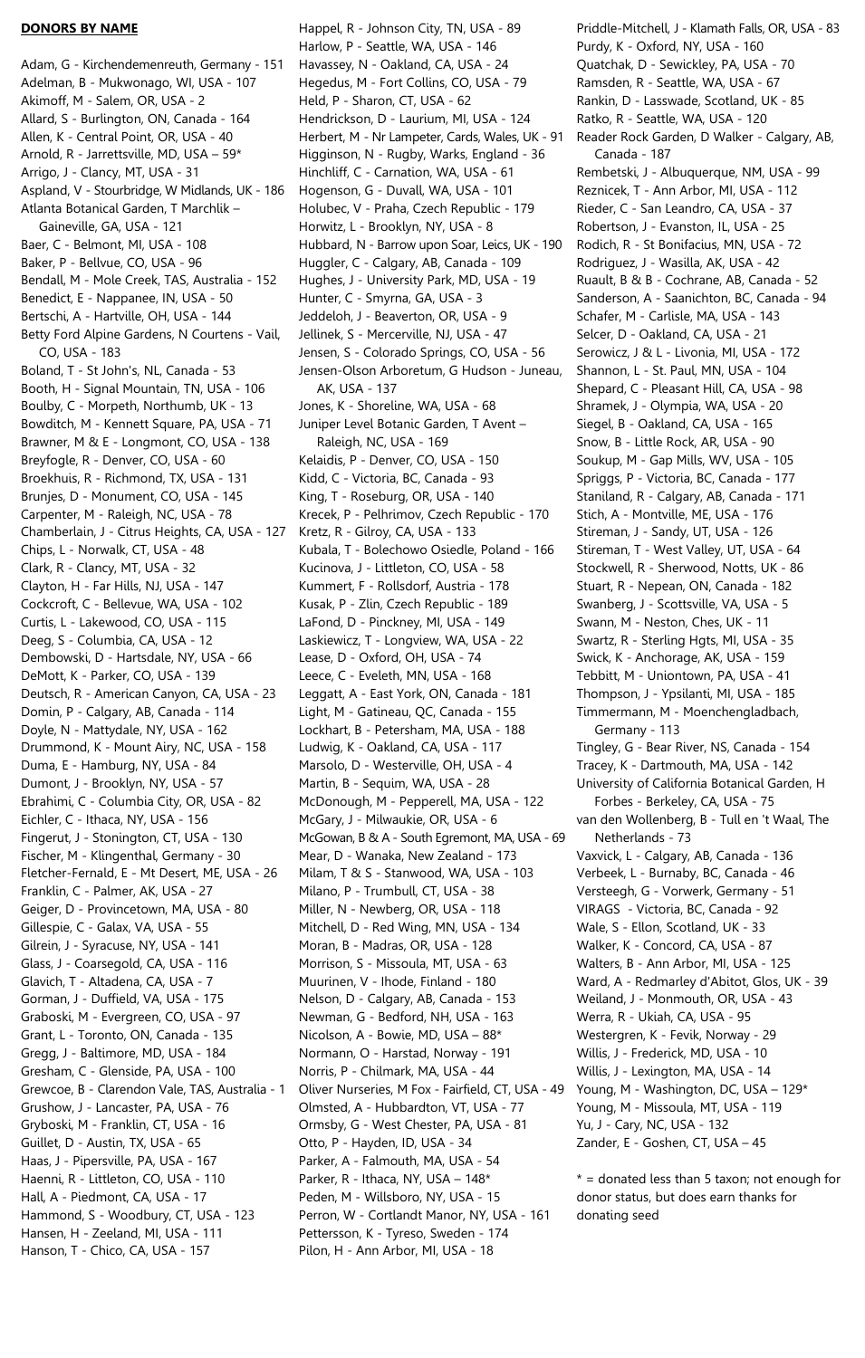**DONORS BY NAME**

Adam, G - Kirchendemenreuth, Germany - 151
Adelman, B - Mukwonago, WI, USA - 107
Akimoff, M - Salem, OR, USA - 2
Allard, S - Burlington, ON, Canada - 164
Allen, K - Central Point, OR, USA - 40
Arnold, R - Jarrettsville, MD, USA – 59*
Arrigo, J - Clancy, MT, USA - 31
Aspland, V - Stourbridge, W Midlands, UK - 186
Atlanta Botanical Garden, T Marchlik – Gaineville, GA, USA - 121
Baer, C - Belmont, MI, USA - 108
Baker, P - Bellvue, CO, USA - 96
Bendall, M - Mole Creek, TAS, Australia - 152
Benedict, E - Nappanee, IN, USA - 50
Bertschi, A - Hartville, OH, USA - 144
Betty Ford Alpine Gardens, N Courtens - Vail, CO, USA - 183
Boland, T - St John's, NL, Canada - 53
Booth, H - Signal Mountain, TN, USA - 106
Boulby, C - Morpeth, Northumb, UK - 13
Bowditch, M - Kennett Square, PA, USA - 71
Brawner, M & E - Longmont, CO, USA - 138
Breyfogle, R - Denver, CO, USA - 60
Broekhuis, R - Richmond, TX, USA - 131
Brunjes, D - Monument, CO, USA - 145
Carpenter, M - Raleigh, NC, USA - 78
Chamberlain, J - Citrus Heights, CA, USA - 127
Chips, L - Norwalk, CT, USA - 48
Clark, R - Clancy, MT, USA - 32
Clayton, H - Far Hills, NJ, USA - 147
Cockcroft, C - Bellevue, WA, USA - 102
Curtis, L - Lakewood, CO, USA - 115
Deeg, S - Columbia, CA, USA - 12
Dembowski, D - Hartsdale, NY, USA - 66
DeMott, K - Parker, CO, USA - 139
Deutsch, R - American Canyon, CA, USA - 23
Domin, P - Calgary, AB, Canada - 114
Doyle, N - Mattydale, NY, USA - 162
Drummond, K - Mount Airy, NC, USA - 158
Duma, E - Hamburg, NY, USA - 84
Dumont, J - Brooklyn, NY, USA - 57
Ebrahimi, C - Columbia City, OR, USA - 82
Eichler, C - Ithaca, NY, USA - 156
Fingerut, J - Stonington, CT, USA - 130
Fischer, M - Klingenthal, Germany - 30
Fletcher-Fernald, E - Mt Desert, ME, USA - 26
Franklin, C - Palmer, AK, USA - 27
Geiger, D - Provincetown, MA, USA - 80
Gillespie, C - Galax, VA, USA - 55
Gilrein, J - Syracuse, NY, USA - 141
Glass, J - Coarsegold, CA, USA - 116
Glavich, T - Altadena, CA, USA - 7
Gorman, J - Duffield, VA, USA - 175
Graboski, M - Evergreen, CO, USA - 97
Grant, L - Toronto, ON, Canada - 135
Gregg, J - Baltimore, MD, USA - 184
Gresham, C - Glenside, PA, USA - 100
Grewcoe, B - Clarendon Vale, TAS, Australia - 1
Grushow, J - Lancaster, PA, USA - 76
Gryboski, M - Franklin, CT, USA - 16
Guillet, D - Austin, TX, USA - 65
Haas, J - Pipersville, PA, USA - 167
Haenni, R - Littleton, CO, USA - 110
Hall, A - Piedmont, CA, USA - 17
Hammond, S - Woodbury, CT, USA - 123
Hansen, H - Zeeland, MI, USA - 111
Hanson, T - Chico, CA, USA - 157
Happel, R - Johnson City, TN, USA - 89
Harlow, P - Seattle, WA, USA - 146
Havassey, N - Oakland, CA, USA - 24
Hegedus, M - Fort Collins, CO, USA - 79
Held, P - Sharon, CT, USA - 62
Hendrickson, D - Laurium, MI, USA - 124
Herbert, M - Nr Lampeter, Cards, Wales, UK - 91
Higginson, N - Rugby, Warks, England - 36
Hinchliff, C - Carnation, WA, USA - 61
Hogenson, G - Duvall, WA, USA - 101
Holubec, V - Praha, Czech Republic - 179
Horwitz, L - Brooklyn, NY, USA - 8
Hubbard, N - Barrow upon Soar, Leics, UK - 190
Huggler, C - Calgary, AB, Canada - 109
Hughes, J - University Park, MD, USA - 19
Hunter, C - Smyrna, GA, USA - 3
Jeddeloh, J - Beaverton, OR, USA - 9
Jellinek, S - Mercerville, NJ, USA - 47
Jensen, S - Colorado Springs, CO, USA - 56
Jensen-Olson Arboretum, G Hudson - Juneau, AK, USA - 137
Jones, K - Shoreline, WA, USA - 68
Juniper Level Botanic Garden, T Avent – Raleigh, NC, USA - 169
Kelaidis, P - Denver, CO, USA - 150
Kidd, C - Victoria, BC, Canada - 93
King, T - Roseburg, OR, USA - 140
Krecek, P - Pelhrimov, Czech Republic - 170
Kretz, R - Gilroy, CA, USA - 133
Kubala, T - Bolechowo Osiedle, Poland - 166
Kucinova, J - Littleton, CO, USA - 58
Kummert, F - Rollsdorf, Austria - 178
Kusak, P - Zlin, Czech Republic - 189
LaFond, D - Pinckney, MI, USA - 149
Laskiewicz, T - Longview, WA, USA - 22
Lease, D - Oxford, OH, USA - 74
Leece, C - Eveleth, MN, USA - 168
Leggatt, A - East York, ON, Canada - 181
Light, M - Gatineau, QC, Canada - 155
Lockhart, B - Petersham, MA, USA - 188
Ludwig, K - Oakland, CA, USA - 117
Marsolo, D - Westerville, OH, USA - 4
Martin, B - Sequim, WA, USA - 28
McDonough, M - Pepperell, MA, USA - 122
McGary, J - Milwaukie, OR, USA - 6
McGowan, B & A - South Egremont, MA, USA - 69
Mear, D - Wanaka, New Zealand - 173
Milam, T & S - Stanwood, WA, USA - 103
Milano, P - Trumbull, CT, USA - 38
Miller, N - Newberg, OR, USA - 118
Mitchell, D - Red Wing, MN, USA - 134
Moran, B - Madras, OR, USA - 128
Morrison, S - Missoula, MT, USA - 63
Muurinen, V - Ihode, Finland - 180
Nelson, D - Calgary, AB, Canada - 153
Newman, G - Bedford, NH, USA - 163
Nicolson, A - Bowie, MD, USA – 88*
Normann, O - Harstad, Norway - 191
Norris, P - Chilmark, MA, USA - 44
Oliver Nurseries, M Fox - Fairfield, CT, USA - 49
Olmsted, A - Hubbardton, VT, USA - 77
Ormsby, G - West Chester, PA, USA - 81
Otto, P - Hayden, ID, USA - 34
Parker, A - Falmouth, MA, USA - 54
Parker, R - Ithaca, NY, USA – 148*
Peden, M - Willsboro, NY, USA - 15
Perron, W - Cortlandt Manor, NY, USA - 161
Pettersson, K - Tyreso, Sweden - 174
Pilon, H - Ann Arbor, MI, USA - 18
Priddle-Mitchell, J - Klamath Falls, OR, USA - 83
Purdy, K - Oxford, NY, USA - 160
Quatchak, D - Sewickley, PA, USA - 70
Ramsden, R - Seattle, WA, USA - 67
Rankin, D - Lasswade, Scotland, UK - 85
Ratko, R - Seattle, WA, USA - 120
Reader Rock Garden, D Walker - Calgary, AB, Canada - 187
Rembetski, J - Albuquerque, NM, USA - 99
Reznicek, T - Ann Arbor, MI, USA - 112
Rieder, C - San Leandro, CA, USA - 37
Robertson, J - Evanston, IL, USA - 25
Rodich, R - St Bonifacius, MN, USA - 72
Rodriguez, J - Wasilla, AK, USA - 42
Ruault, B & B - Cochrane, AB, Canada - 52
Sanderson, A - Saanichton, BC, Canada - 94
Schafer, M - Carlisle, MA, USA - 143
Selcer, D - Oakland, CA, USA - 21
Serowicz, J & L - Livonia, MI, USA - 172
Shannon, L - St. Paul, MN, USA - 104
Shepard, C - Pleasant Hill, CA, USA - 98
Shramek, J - Olympia, WA, USA - 20
Siegel, B - Oakland, CA, USA - 165
Snow, B - Little Rock, AR, USA - 90
Soukup, M - Gap Mills, WV, USA - 105
Spriggs, P - Victoria, BC, Canada - 177
Staniland, R - Calgary, AB, Canada - 171
Stich, A - Montville, ME, USA - 176
Stireman, J - Sandy, UT, USA - 126
Stireman, T - West Valley, UT, USA - 64
Stockwell, R - Sherwood, Notts, UK - 86
Stuart, R - Nepean, ON, Canada - 182
Swanberg, J - Scottsville, VA, USA - 5
Swann, M - Neston, Ches, UK - 11
Swartz, R - Sterling Hgts, MI, USA - 35
Swick, K - Anchorage, AK, USA - 159
Tebbitt, M - Uniontown, PA, USA - 41
Thompson, J - Ypsilanti, MI, USA - 185
Timmermann, M - Moenchengladbach, Germany - 113
Tingley, G - Bear River, NS, Canada - 154
Tracey, K - Dartmouth, MA, USA - 142
University of California Botanical Garden, H Forbes - Berkeley, CA, USA - 75
van den Wollenberg, B - Tull en 't Waal, The Netherlands - 73
Vaxvick, L - Calgary, AB, Canada - 136
Verbeek, L - Burnaby, BC, Canada - 46
Versteegh, G - Vorwerk, Germany - 51
VIRAGS - Victoria, BC, Canada - 92
Wale, S - Ellon, Scotland, UK - 33
Walker, K - Concord, CA, USA - 87
Walters, B - Ann Arbor, MI, USA - 125
Ward, A - Redmarley d'Abitot, Glos, UK - 39
Weiland, J - Monmouth, OR, USA - 43
Werra, R - Ukiah, CA, USA - 95
Westergren, K - Fevik, Norway - 29
Willis, J - Frederick, MD, USA - 10
Willis, J - Lexington, MA, USA - 14
Young, M - Washington, DC, USA – 129*
Young, M - Missoula, MT, USA - 119
Yu, J - Cary, NC, USA - 132
Zander, E - Goshen, CT, USA – 45

* = donated less than 5 taxon; not enough for donor status, but does earn thanks for donating seed